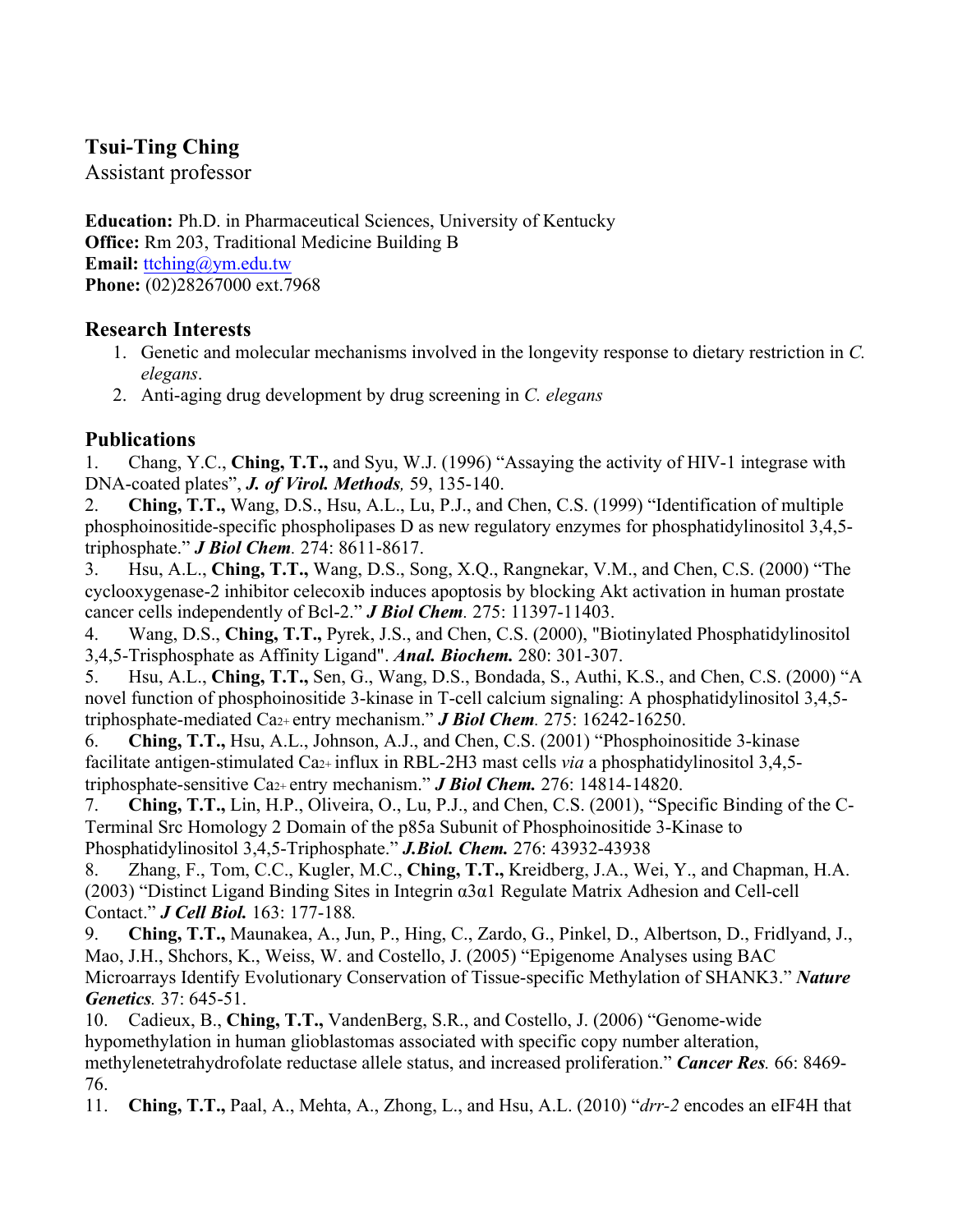# Tsui-Ting Ching

Assistant professor

**Education:** Ph.D. in Pharmaceutical Sciences, University of Kentucky
**Office:** Rm 203, Traditional Medicine Building B
**Email:** ttching@ym.edu.tw
**Phone:** (02)28267000 ext.7968

## Research Interests

1. Genetic and molecular mechanisms involved in the longevity response to dietary restriction in *C. elegans*.
2. Anti-aging drug development by drug screening in *C. elegans*

## Publications

1. Chang, Y.C., **Ching, T.T.,** and Syu, W.J. (1996) "Assaying the activity of HIV-1 integrase with DNA-coated plates", ***J. of Virol. Methods,*** 59, 135-140.
2. **Ching, T.T.,** Wang, D.S., Hsu, A.L., Lu, P.J., and Chen, C.S. (1999) "Identification of multiple phosphoinositide-specific phospholipases D as new regulatory enzymes for phosphatidylinositol 3,4,5-triphosphate." ***J Biol Chem.*** 274: 8611-8617.
3. Hsu, A.L., **Ching, T.T.,** Wang, D.S., Song, X.Q., Rangnekar, V.M., and Chen, C.S. (2000) "The cyclooxygenase-2 inhibitor celecoxib induces apoptosis by blocking Akt activation in human prostate cancer cells independently of Bcl-2." ***J Biol Chem.*** 275: 11397-11403.
4. Wang, D.S., **Ching, T.T.,** Pyrek, J.S., and Chen, C.S. (2000), "Biotinylated Phosphatidylinositol 3,4,5-Trisphosphate as Affinity Ligand". ***Anal. Biochem.*** 280: 301-307.
5. Hsu, A.L., **Ching, T.T.,** Sen, G., Wang, D.S., Bondada, S., Authi, K.S., and Chen, C.S. (2000) "A novel function of phosphoinositide 3-kinase in T-cell calcium signaling: A phosphatidylinositol 3,4,5-triphosphate-mediated $Ca^{2+}$ entry mechanism." ***J Biol Chem.*** 275: 16242-16250.
6. **Ching, T.T.,** Hsu, A.L., Johnson, A.J., and Chen, C.S. (2001) "Phosphoinositide 3-kinase facilitate antigen-stimulated $Ca^{2+}$ influx in RBL-2H3 mast cells *via* a phosphatidylinositol 3,4,5-triphosphate-sensitive $Ca^{2+}$ entry mechanism." ***J Biol Chem.*** 276: 14814-14820.
7. **Ching, T.T.,** Lin, H.P., Oliveira, O., Lu, P.J., and Chen, C.S. (2001), "Specific Binding of the C-Terminal Src Homology 2 Domain of the p85a Subunit of Phosphoinositide 3-Kinase to Phosphatidylinositol 3,4,5-Triphosphate." ***J.Biol. Chem.*** 276: 43932-43938
8. Zhang, F., Tom, C.C., Kugler, M.C., **Ching, T.T.,** Kreidberg, J.A., Wei, Y., and Chapman, H.A. (2003) "Distinct Ligand Binding Sites in Integrin α3α1 Regulate Matrix Adhesion and Cell-cell Contact." ***J Cell Biol.*** 163: 177-188.
9. **Ching, T.T.,** Maunakea, A., Jun, P., Hing, C., Zardo, G., Pinkel, D., Albertson, D., Fridlyand, J., Mao, J.H., Shchors, K., Weiss, W. and Costello, J. (2005) "Epigenome Analyses using BAC Microarrays Identify Evolutionary Conservation of Tissue-specific Methylation of SHANK3." ***Nature Genetics.*** 37: 645-51.
10. Cadieux, B., **Ching, T.T.,** VandenBerg, S.R., and Costello, J. (2006) "Genome-wide hypomethylation in human glioblastomas associated with specific copy number alteration, methylenetetrahydrofolate reductase allele status, and increased proliferation." ***Cancer Res.*** 66: 8469-76.
11. **Ching, T.T.,** Paal, A., Mehta, A., Zhong, L., and Hsu, A.L. (2010) "*drr-2* encodes an eIF4H that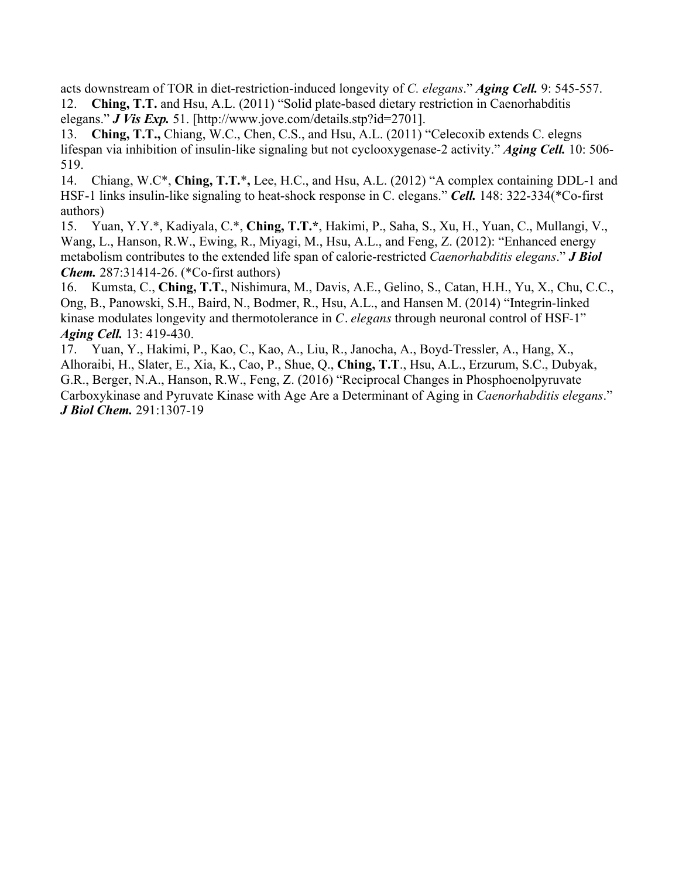acts downstream of TOR in diet-restriction-induced longevity of *C. elegans*." ***Aging Cell.*** 9: 545-557.

12. **Ching, T.T.** and Hsu, A.L. (2011) "Solid plate-based dietary restriction in Caenorhabditis elegans." ***J Vis Exp.*** 51. [http://www.jove.com/details.stp?id=2701].
13. **Ching, T.T.,** Chiang, W.C., Chen, C.S., and Hsu, A.L. (2011) "Celecoxib extends C. elegns lifespan via inhibition of insulin-like signaling but not cyclooxygenase-2 activity." ***Aging Cell.*** 10: 506-519.
14. Chiang, W.C*, **Ching, T.T.*,** Lee, H.C., and Hsu, A.L. (2012) "A complex containing DDL-1 and HSF-1 links insulin-like signaling to heat-shock response in C. elegans." ***Cell.*** 148: 322-334(*Co-first authors)
15. Yuan, Y.Y.*, Kadiyala, C.*, **Ching, T.T.***, Hakimi, P., Saha, S., Xu, H., Yuan, C., Mullangi, V., Wang, L., Hanson, R.W., Ewing, R., Miyagi, M., Hsu, A.L., and Feng, Z. (2012): "Enhanced energy metabolism contributes to the extended life span of calorie-restricted *Caenorhabditis elegans*." ***J Biol Chem.*** 287:31414-26. (*Co-first authors)
16. Kumsta, C., **Ching, T.T.**, Nishimura, M., Davis, A.E., Gelino, S., Catan, H.H., Yu, X., Chu, C.C., Ong, B., Panowski, S.H., Baird, N., Bodmer, R., Hsu, A.L., and Hansen M. (2014) "Integrin-linked kinase modulates longevity and thermotolerance in *C*. *elegans* through neuronal control of HSF-1" ***Aging Cell.*** 13: 419-430.
17. Yuan, Y., Hakimi, P., Kao, C., Kao, A., Liu, R., Janocha, A., Boyd-Tressler, A., Hang, X., Alhoraibi, H., Slater, E., Xia, K., Cao, P., Shue, Q., **Ching, T.T**., Hsu, A.L., Erzurum, S.C., Dubyak, G.R., Berger, N.A., Hanson, R.W., Feng, Z. (2016) "Reciprocal Changes in Phosphoenolpyruvate Carboxykinase and Pyruvate Kinase with Age Are a Determinant of Aging in *Caenorhabditis elegans*." ***J Biol Chem.*** 291:1307-19